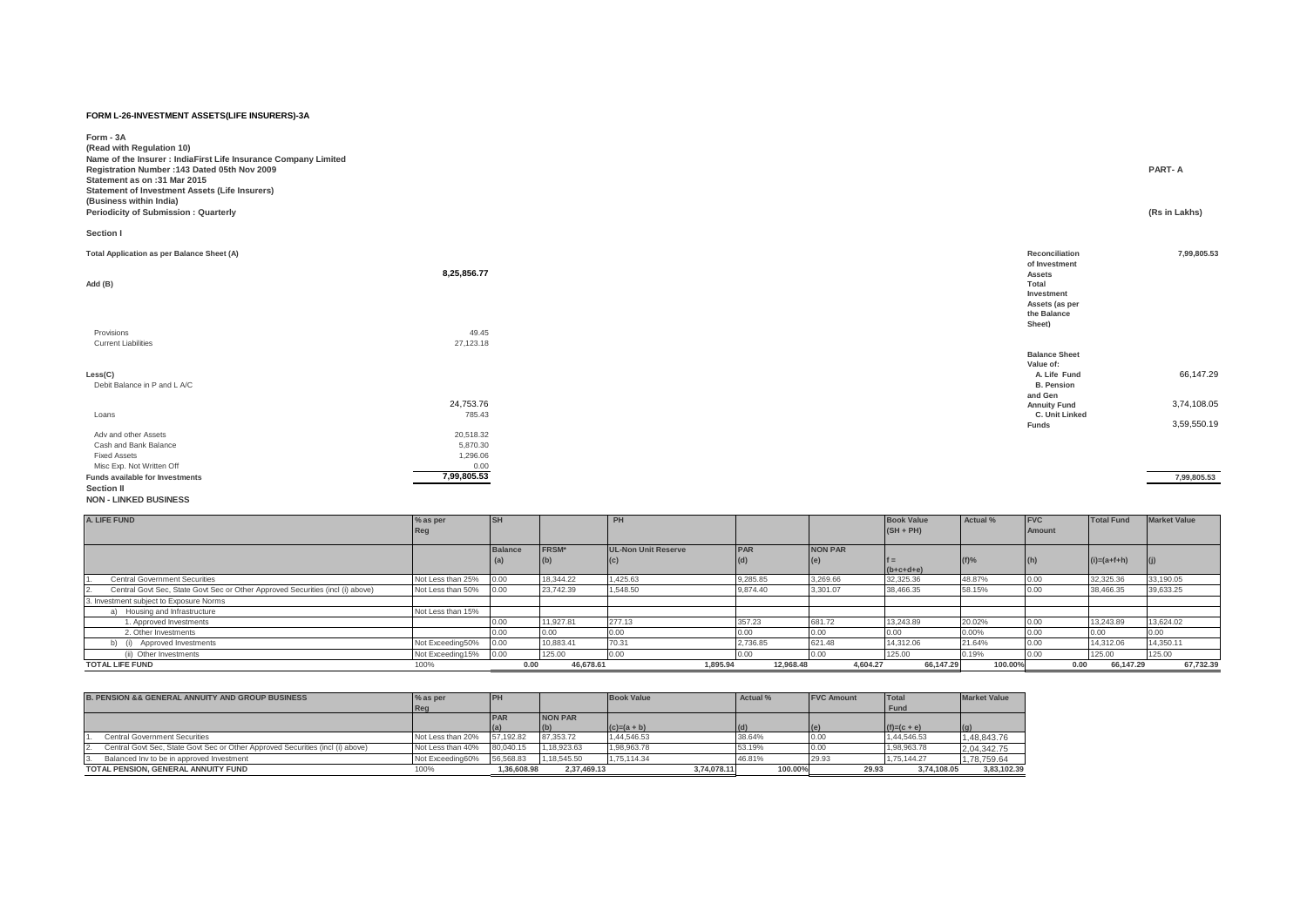**FORM L-26-INVESTMENT ASSETS(LIFE INSURERS)-3A**

**Form - 3A**
**(Read with Regulation 10)**
**Name of the Insurer : IndiaFirst Life Insurance Company Limited**
**Registration Number :143 Dated 05th Nov 2009**
**Statement as on :31 Mar 2015**
**Statement of Investment Assets (Life Insurers)**
**(Business within India)**
**Periodicity of Submission : Quarterly**

**PART- A**

**(Rs in Lakhs)**

**Section I**

| | | | |
|---|---|---|---|
| **Total Application as per Balance Sheet (A)** | 8,25,856.77 | **Reconciliation of Investment Assets** | 7,99,805.53 |
| **Add (B)** | | **Total Investment Assets (as per the Balance Sheet)** | |
| Provisions | 49.45 | | |
| Current Liabilities | 27,123.18 | | |
| | | **Balance Sheet Value of:** | |
| **Less(C)** | | **A. Life Fund** | 66,147.29 |
| Debit Balance in P and L A/C | 24,753.76 | **B. Pension and Gen Annuity Fund** | 3,74,108.05 |
| Loans | 785.43 | **C. Unit Linked Funds** | 3,59,550.19 |
| Adv and other Assets | 20,518.32 | | |
| Cash and Bank Balance | 5,870.30 | | |
| Fixed Assets | 1,296.06 | | |
| Misc Exp. Not Written Off | 0.00 | | |
| **Funds available for Investments** | 7,99,805.53 | | 7,99,805.53 |

**Section II**
**NON - LINKED BUSINESS**

| A. LIFE FUND | % as per Reg | SH | | PH | | | Book Value (SH + PH) | Actual % | FVC Amount | Total Fund | Market Value |
|---|---|---|---|---|---|---|---|---|---|---|---|
| | | Balance (a) | FRSM* (b) | UL-Non Unit Reserve (c) | PAR (d) | NON PAR (e) | f = (b+c+d+e) | (f)% | (h) | (i)=(a+f+h) | (j) |
| 1. Central Government Securities | Not Less than 25% | 0.00 | 18,344.22 | 1,425.63 | 9,285.85 | 3,269.66 | 32,325.36 | 48.87% | 0.00 | 32,325.36 | 33,190.05 |
| 2. Central Govt Sec, State Govt Sec or Other Approved Securities (incl (i) above) | Not Less than 50% | 0.00 | 23,742.39 | 1,548.50 | 9,874.40 | 3,301.07 | 38,466.35 | 58.15% | 0.00 | 38,466.35 | 39,633.25 |
| 3. Investment subject to Exposure Norms | | | | | | | | | | | |
| a) Housing and Infrastructure | Not Less than 15% | | | | | | | | | | |
| 1. Approved Investments | | 0.00 | 11,927.81 | 277.13 | 357.23 | 681.72 | 13,243.89 | 20.02% | 0.00 | 13,243.89 | 13,624.02 |
| 2. Other Investments | | 0.00 | 0.00 | 0.00 | 0.00 | 0.00 | 0.00 | 0.00% | 0.00 | 0.00 | 0.00 |
| b) (i) Approved Investments | Not Exceeding50% | 0.00 | 10,883.41 | 70.31 | 2,736.85 | 621.48 | 14,312.06 | 21.64% | 0.00 | 14,312.06 | 14,350.11 |
| (ii) Other Investments | Not Exceeding15% | 0.00 | 125.00 | 0.00 | 0.00 | 0.00 | 125.00 | 0.19% | 0.00 | 125.00 | 125.00 |
| **TOTAL LIFE FUND** | 100% | 0.00 | 46,678.61 | 1,895.94 | 12,968.48 | 4,604.27 | 66,147.29 | 100.00% | 0.00 | 66,147.29 | 67,732.39 |

| B. PENSION && GENERAL ANNUITY AND GROUP BUSINESS | % as per Reg | PH | | Book Value | Actual % | FVC Amount | Total Fund | Market Value |
|---|---|---|---|---|---|---|---|---|
| | | PAR (a) | NON PAR (b) | (c)=(a + b) | (d) | (e) | (f)=(c + e) | (g) |
| 1. Central Government Securities | Not Less than 20% | 57,192.82 | 87,353.72 | 1,44,546.53 | 38.64% | 0.00 | 1,44,546.53 | 1,48,843.76 |
| 2. Central Govt Sec, State Govt Sec or Other Approved Securities (incl (i) above) | Not Less than 40% | 80,040.15 | 1,18,923.63 | 1,98,963.78 | 53.19% | 0.00 | 1,98,963.78 | 2,04,342.75 |
| 3. Balanced Inv to be in approved Investment | Not Exceeding60% | 56,568.83 | 1,18,545.50 | 1,75,114.34 | 46.81% | 29.93 | 1,75,144.27 | 1,78,759.64 |
| **TOTAL PENSION, GENERAL ANNUITY FUND** | 100% | 1,36,608.98 | 2,37,469.13 | 3,74,078.11 | 100.00% | 29.93 | 3,74,108.05 | 3,83,102.39 |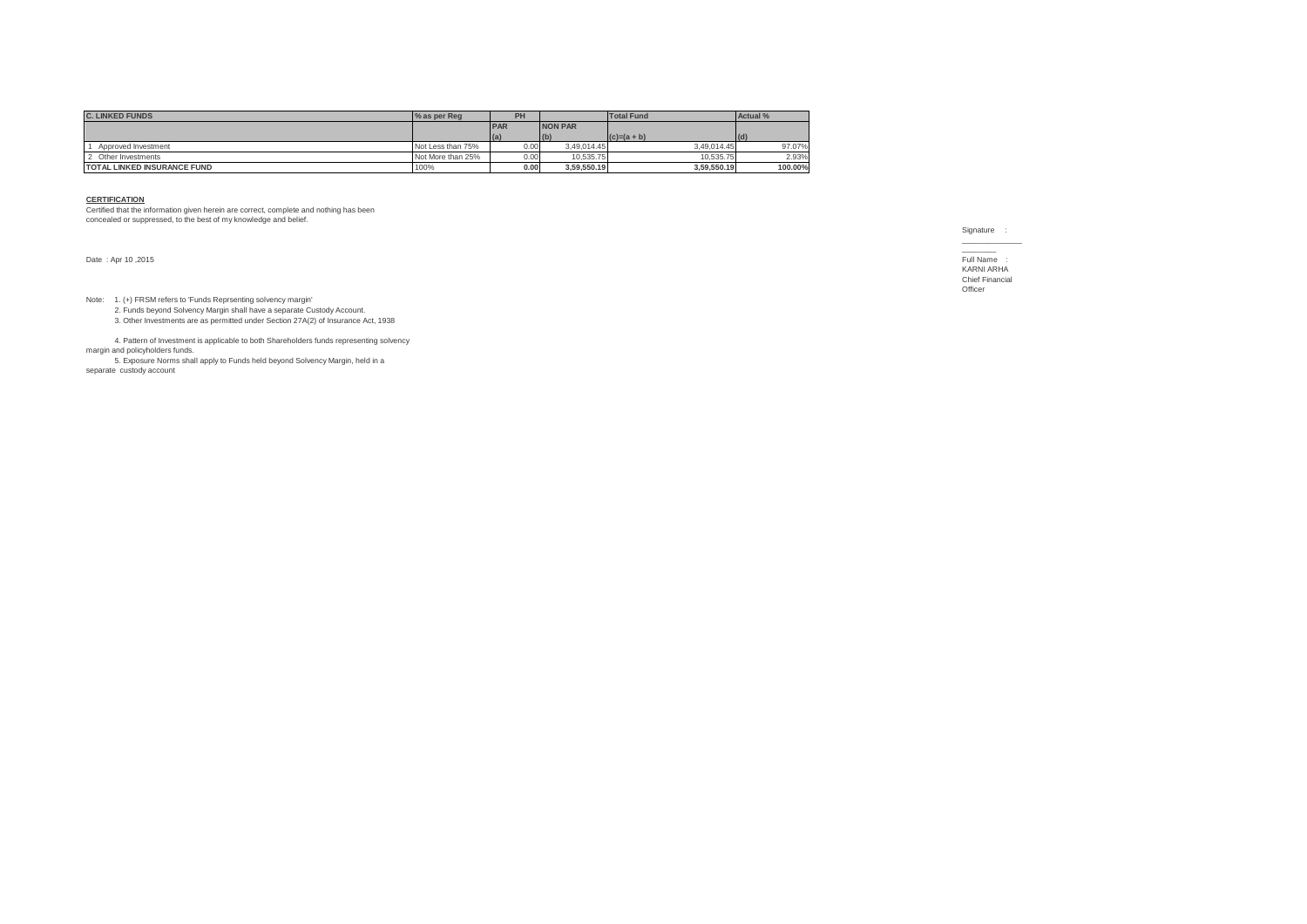| C. LINKED FUNDS | % as per Reg | PH | | Total Fund | Actual % |
|---|---|---|---|---|---|
| | | PAR | NON PAR | | |
| | | (a) | (b) | (c)=(a + b) | (d) |
| 1 Approved Investment | Not Less than 75% | 0.00 | 3,49,014.45 | 3,49,014.45 | 97.07% |
| 2 Other Investments | Not More than 25% | 0.00 | 10,535.75 | 10,535.75 | 2.93% |
| **TOTAL LINKED INSURANCE FUND** | 100% | **0.00** | **3,59,550.19** | **3,59,550.19** | **100.00%** |

**CERTIFICATION**

Certified that the information given herein are correct, complete and nothing has been concealed or suppressed, to the best of my knowledge and belief.

Date : Apr 10 ,2015

Signature : ______________________

Full Name : KARNI ARHA

Chief Financial Officer

Note: 1. (+) FRSM refers to 'Funds Reprsenting solvency margin'

2. Funds beyond Solvency Margin shall have a separate Custody Account.

3. Other Investments are as permitted under Section 27A(2) of Insurance Act, 1938

4. Pattern of Investment is applicable to both Shareholders funds representing solvency margin and policyholders funds.

5. Exposure Norms shall apply to Funds held beyond Solvency Margin, held in a separate custody account